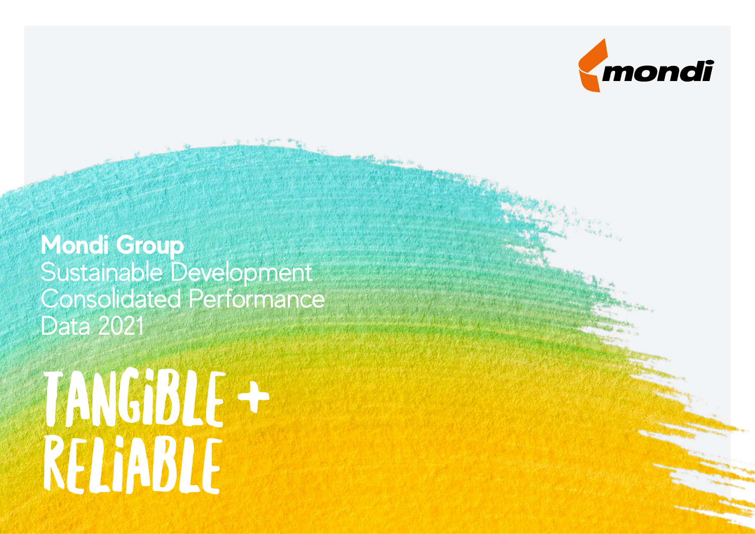mondi

# Mondi Group

Sustainable Development Consolidated Performance Data 2021

TANGIBLE + RELIABLE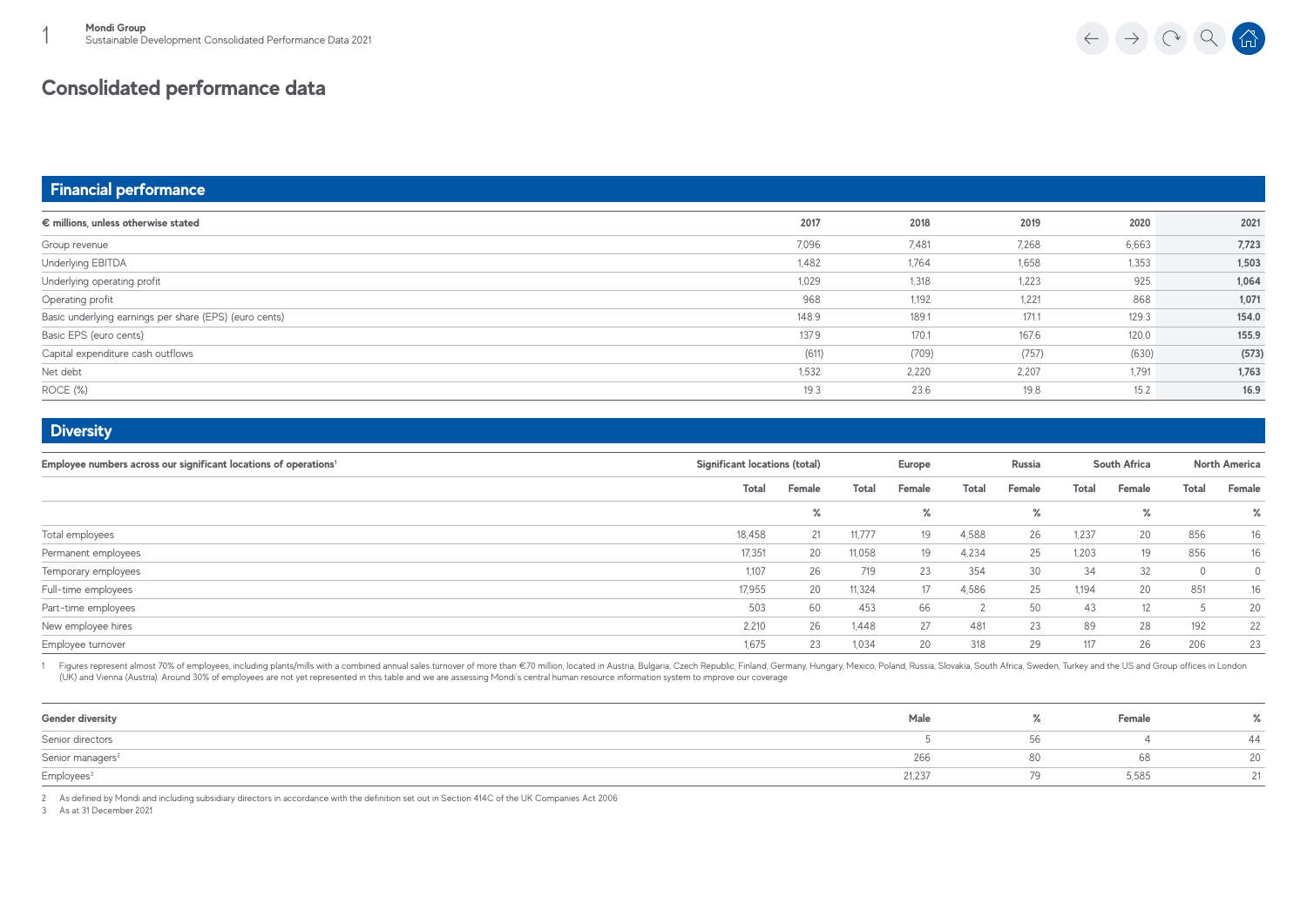# Consolidated performance data

## Financial performance

| € millions, unless otherwise stated | 2017 | 2018 | 2019 | 2020 | 2021 |
|---|---|---|---|---|---|
| Group revenue | 7,096 | 7,481 | 7,268 | 6,663 | **7,723** |
| Underlying EBITDA | 1,482 | 1,764 | 1,658 | 1,353 | **1,503** |
| Underlying operating profit | 1,029 | 1,318 | 1,223 | 925 | **1,064** |
| Operating profit | 968 | 1,192 | 1,221 | 868 | **1,071** |
| Basic underlying earnings per share (EPS) (euro cents) | 148.9 | 189.1 | 171.1 | 129.3 | **154.0** |
| Basic EPS (euro cents) | 137.9 | 170.1 | 167.6 | 120.0 | **155.9** |
| Capital expenditure cash outflows | (611) | (709) | (757) | (630) | **(573)** |
| Net debt | 1,532 | 2,220 | 2,207 | 1,791 | **1,763** |
| ROCE (%) | 19.3 | 23.6 | 19.8 | 15.2 | **16.9** |

## Diversity

| Employee numbers across our significant locations of operations[1] | Significant locations (total) | | Europe | | Russia | | South Africa | | North America | |
|---|---|---|---|---|---|---|---|---|---|---|
| | Total | Female | Total | Female | Total | Female | Total | Female | Total | Female |
| | | % | | % | | % | | % | | % |
| Total employees | 18,458 | 21 | 11,777 | 19 | 4,588 | 26 | 1,237 | 20 | 856 | 16 |
| Permanent employees | 17,351 | 20 | 11,058 | 19 | 4,234 | 25 | 1,203 | 19 | 856 | 16 |
| Temporary employees | 1,107 | 26 | 719 | 23 | 354 | 30 | 34 | 32 | 0 | 0 |
| Full-time employees | 17,955 | 20 | 11,324 | 17 | 4,586 | 25 | 1,194 | 20 | 851 | 16 |
| Part-time employees | 503 | 60 | 453 | 66 | 2 | 50 | 43 | 12 | 5 | 20 |
| New employee hires | 2,210 | 26 | 1,448 | 27 | 481 | 23 | 89 | 28 | 192 | 22 |
| Employee turnover | 1,675 | 23 | 1,034 | 20 | 318 | 29 | 117 | 26 | 206 | 23 |

1 Figures represent almost 70% of employees, including plants/mills with a combined annual sales turnover of more than €70 million, located in Austria, Bulgaria, Czech Republic, Finland, Germany, Hungary, Mexico, Poland, Russia, Slovakia, South Africa, Sweden, Turkey and the US and Group offices in London (UK) and Vienna (Austria). Around 30% of employees are not yet represented in this table and we are assessing Mondi's central human resource information system to improve our coverage

| Gender diversity | Male | % | Female | % |
|---|---|---|---|---|
| Senior directors | 5 | 56 | 4 | 44 |
| Senior managers[2] | 266 | 80 | 68 | 20 |
| Employees[3] | 21,237 | 79 | 5,585 | 21 |

2 As defined by Mondi and including subsidiary directors in accordance with the definition set out in Section 414C of the UK Companies Act 2006

3 As at 31 December 2021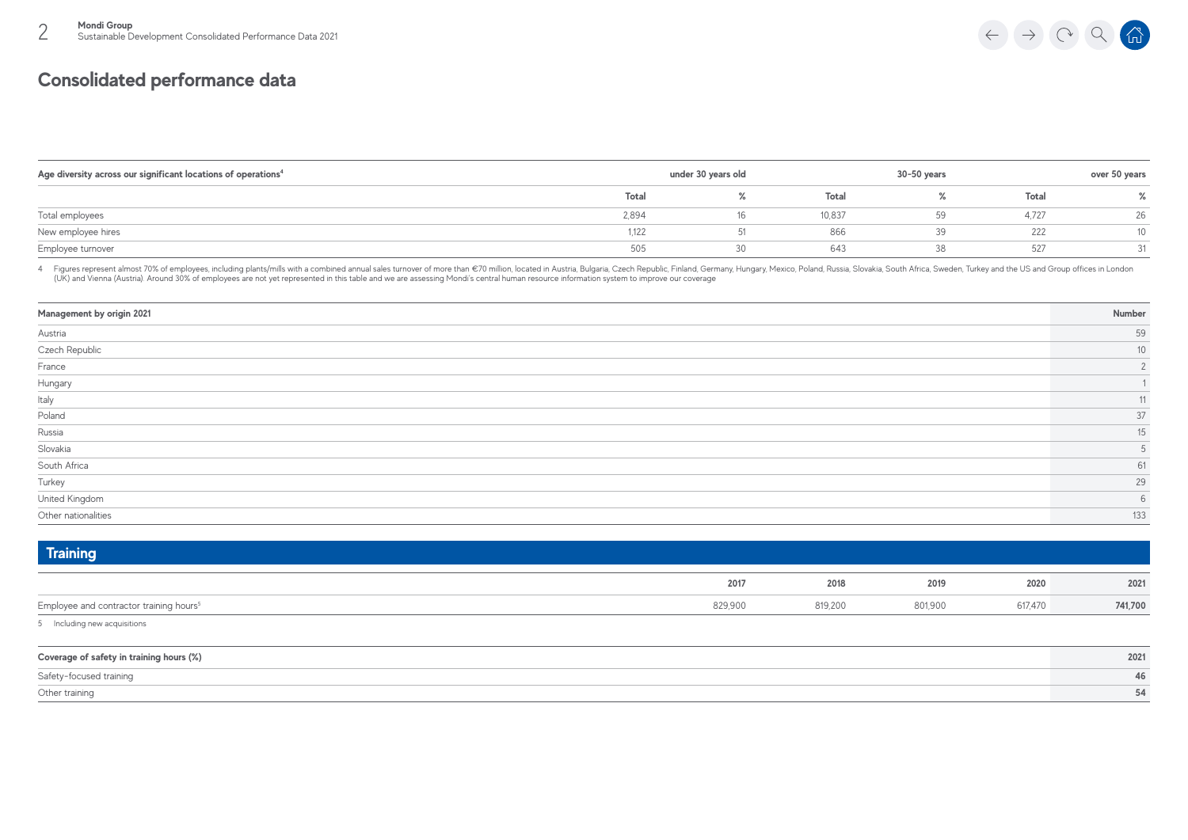# Consolidated performance data

| Age diversity across our significant locations of operations[4] | under 30 years old | | 30–50 years | | over 50 years | |
|---|---|---|---|---|---|---|
| | Total | % | Total | % | Total | % |
| Total employees | 2,894 | 16 | 10,837 | 59 | 4,727 | 26 |
| New employee hires | 1,122 | 51 | 866 | 39 | 222 | 10 |
| Employee turnover | 505 | 30 | 643 | 38 | 527 | 31 |

4 Figures represent almost 70% of employees, including plants/mills with a combined annual sales turnover of more than €70 million, located in Austria, Bulgaria, Czech Republic, Finland, Germany, Hungary, Mexico, Poland, Russia, Slovakia, South Africa, Sweden, Turkey and the US and Group offices in London (UK) and Vienna (Austria). Around 30% of employees are not yet represented in this table and we are assessing Mondi's central human resource information system to improve our coverage

| Management by origin 2021 | Number |
|---|---|
| Austria | 59 |
| Czech Republic | 10 |
| France | 2 |
| Hungary | 1 |
| Italy | 11 |
| Poland | 37 |
| Russia | 15 |
| Slovakia | 5 |
| South Africa | 61 |
| Turkey | 29 |
| United Kingdom | 6 |
| Other nationalities | 133 |

## Training

| | 2017 | 2018 | 2019 | 2020 | 2021 |
|---|---|---|---|---|---|
| Employee and contractor training hours[5] | 829,900 | 819,200 | 801,900 | 617,470 | **741,700** |

5 Including new acquisitions

| Coverage of safety in training hours (%) | 2021 |
|---|---|
| Safety-focused training | **46** |
| Other training | **54** |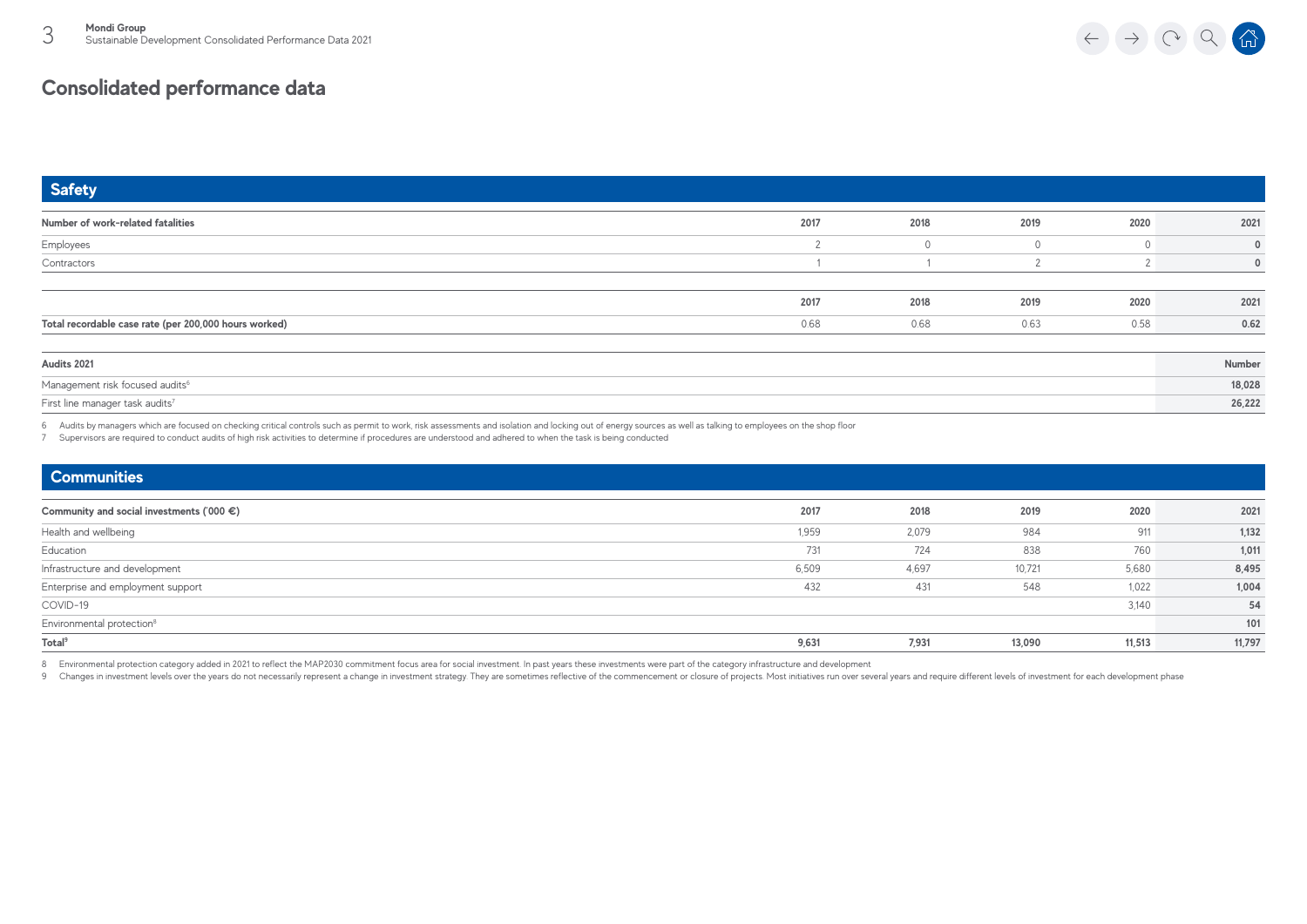# Consolidated performance data

## Safety

| Number of work-related fatalities | 2017 | 2018 | 2019 | 2020 | 2021 |
|---|---|---|---|---|---|
| Employees | 2 | 0 | 0 | 0 | **0** |
| Contractors | 1 | 1 | 2 | 2 | **0** |

| | 2017 | 2018 | 2019 | 2020 | 2021 |
|---|---|---|---|---|---|
| **Total recordable case rate (per 200,000 hours worked)** | 0.68 | 0.68 | 0.63 | 0.58 | **0.62** |

| Audits 2021 | Number |
|---|---|
| Management risk focused audits[6] | **18,028** |
| First line manager task audits[7] | **26,222** |

6 Audits by managers which are focused on checking critical controls such as permit to work, risk assessments and isolation and locking out of energy sources as well as talking to employees on the shop floor

7 Supervisors are required to conduct audits of high risk activities to determine if procedures are understood and adhered to when the task is being conducted

## Communities

| Community and social investments ('000 €) | 2017 | 2018 | 2019 | 2020 | 2021 |
|---|---|---|---|---|---|
| Health and wellbeing | 1,959 | 2,079 | 984 | 911 | **1,132** |
| Education | 731 | 724 | 838 | 760 | **1,011** |
| Infrastructure and development | 6,509 | 4,697 | 10,721 | 5,680 | **8,495** |
| Enterprise and employment support | 432 | 431 | 548 | 1,022 | **1,004** |
| COVID-19 | | | | 3,140 | **54** |
| Environmental protection[8] | | | | | **101** |
| **Total[9]** | **9,631** | **7,931** | **13,090** | **11,513** | **11,797** |

8 Environmental protection category added in 2021 to reflect the MAP2030 commitment focus area for social investment. In past years these investments were part of the category infrastructure and development

9 Changes in investment levels over the years do not necessarily represent a change in investment strategy. They are sometimes reflective of the commencement or closure of projects. Most initiatives run over several years and require different levels of investment for each development phase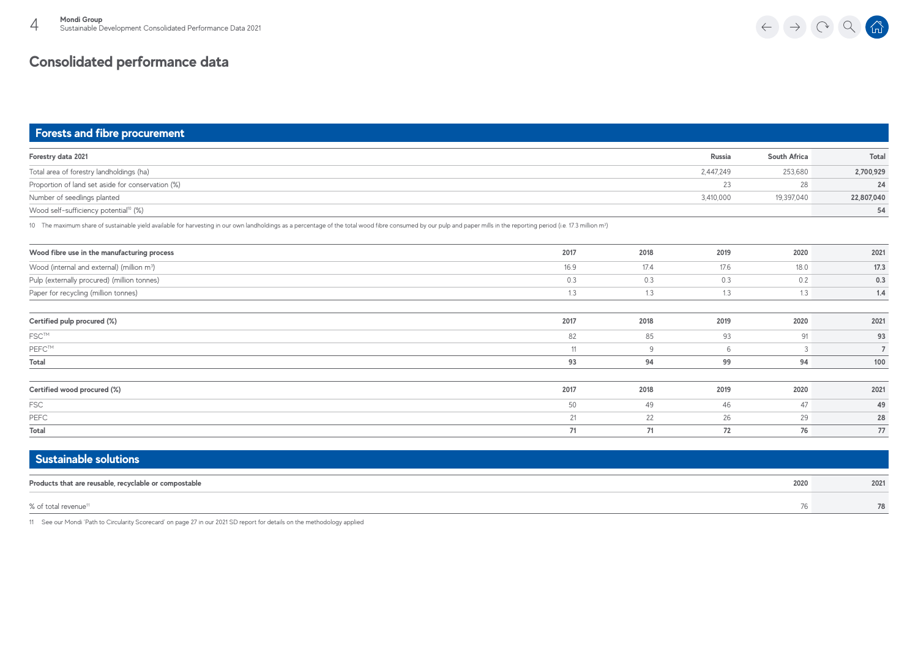# Consolidated performance data

## Forests and fibre procurement

| Forestry data 2021 | Russia | South Africa | Total |
|---|---|---|---|
| Total area of forestry landholdings (ha) | 2,447,249 | 253,680 | **2,700,929** |
| Proportion of land set aside for conservation (%) | 23 | 28 | **24** |
| Number of seedlings planted | 3,410,000 | 19,397,040 | **22,807,040** |
| Wood self-sufficiency potential[10] (%) | | | **54** |

10 The maximum share of sustainable yield available for harvesting in our own landholdings as a percentage of the total wood fibre consumed by our pulp and paper mills in the reporting period (i.e. 17.3 million m³)

| Wood fibre use in the manufacturing process | 2017 | 2018 | 2019 | 2020 | 2021 |
|---|---|---|---|---|---|
| Wood (internal and external) (million m³) | 16.9 | 17.4 | 17.6 | 18.0 | **17.3** |
| Pulp (externally procured) (million tonnes) | 0.3 | 0.3 | 0.3 | 0.2 | **0.3** |
| Paper for recycling (million tonnes) | 1.3 | 1.3 | 1.3 | 1.3 | **1.4** |

| Certified pulp procured (%) | 2017 | 2018 | 2019 | 2020 | 2021 |
|---|---|---|---|---|---|
| FSC™ | 82 | 85 | 93 | 91 | **93** |
| PEFC™ | 11 | 9 | 6 | 3 | **7** |
| **Total** | **93** | **94** | **99** | **94** | **100** |

| Certified wood procured (%) | 2017 | 2018 | 2019 | 2020 | 2021 |
|---|---|---|---|---|---|
| FSC | 50 | 49 | 46 | 47 | **49** |
| PEFC | 21 | 22 | 26 | 29 | **28** |
| **Total** | **71** | **71** | **72** | **76** | **77** |

## Sustainable solutions

| Products that are reusable, recyclable or compostable | 2020 | 2021 |
|---|---|---|
| % of total revenue[11] | 76 | **78** |

11 See our Mondi 'Path to Circularity Scorecard' on page 27 in our 2021 SD report for details on the methodology applied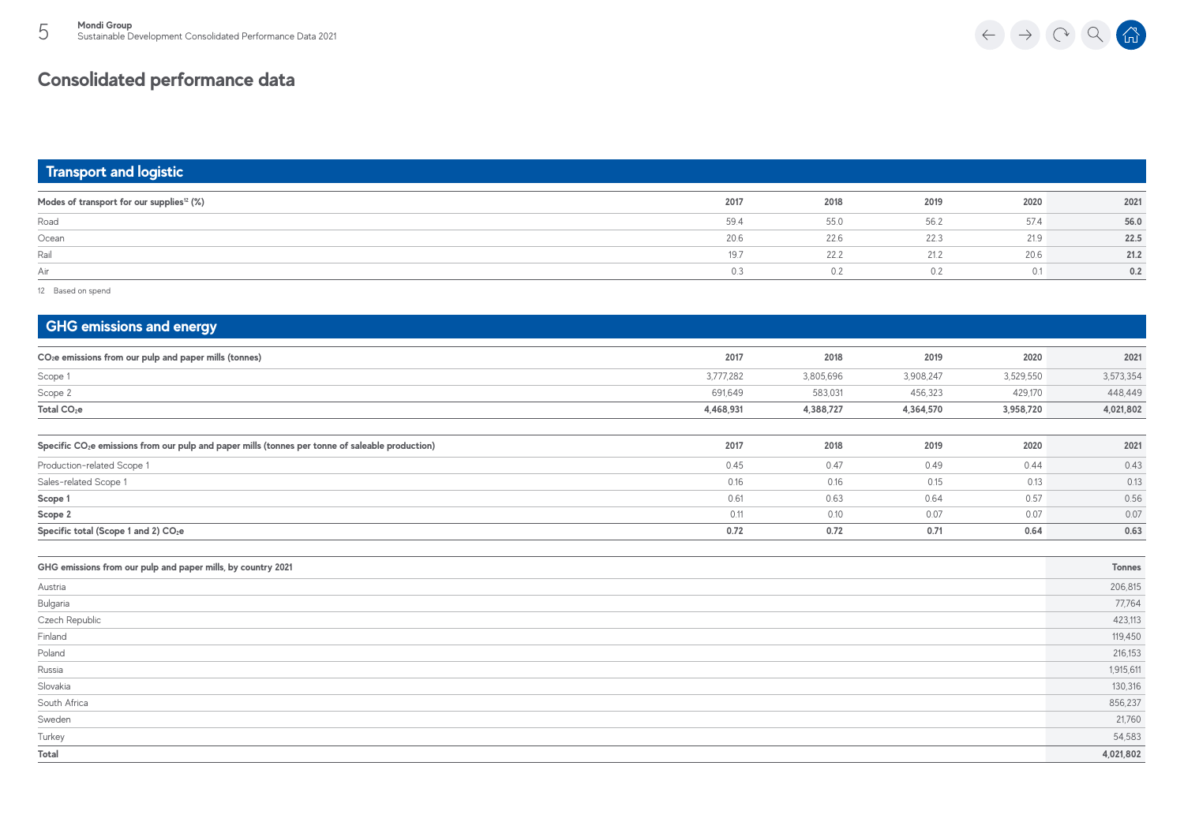# Consolidated performance data

## Transport and logistic

| Modes of transport for our supplies[12] (%) | 2017 | 2018 | 2019 | 2020 | 2021 |
|---|---|---|---|---|---|
| Road | 59.4 | 55.0 | 56.2 | 57.4 | **56.0** |
| Ocean | 20.6 | 22.6 | 22.3 | 21.9 | **22.5** |
| Rail | 19.7 | 22.2 | 21.2 | 20.6 | **21.2** |
| Air | 0.3 | 0.2 | 0.2 | 0.1 | **0.2** |

12 Based on spend

## GHG emissions and energy

| $CO_2e$ emissions from our pulp and paper mills (tonnes) | 2017 | 2018 | 2019 | 2020 | 2021 |
|---|---|---|---|---|---|
| Scope 1 | 3,777,282 | 3,805,696 | 3,908,247 | 3,529,550 | 3,573,354 |
| Scope 2 | 691,649 | 583,031 | 456,323 | 429,170 | 448,449 |
| **Total $CO_2e$** | **4,468,931** | **4,388,727** | **4,364,570** | **3,958,720** | **4,021,802** |

| Specific $CO_2e$ emissions from our pulp and paper mills (tonnes per tonne of saleable production) | 2017 | 2018 | 2019 | 2020 | 2021 |
|---|---|---|---|---|---|
| Production-related Scope 1 | 0.45 | 0.47 | 0.49 | 0.44 | 0.43 |
| Sales-related Scope 1 | 0.16 | 0.16 | 0.15 | 0.13 | 0.13 |
| **Scope 1** | 0.61 | 0.63 | 0.64 | 0.57 | 0.56 |
| **Scope 2** | 0.11 | 0.10 | 0.07 | 0.07 | 0.07 |
| **Specific total (Scope 1 and 2) $CO_2e$** | **0.72** | **0.72** | **0.71** | **0.64** | **0.63** |

| GHG emissions from our pulp and paper mills, by country 2021 | Tonnes |
|---|---|
| Austria | 206,815 |
| Bulgaria | 77,764 |
| Czech Republic | 423,113 |
| Finland | 119,450 |
| Poland | 216,153 |
| Russia | 1,915,611 |
| Slovakia | 130,316 |
| South Africa | 856,237 |
| Sweden | 21,760 |
| Turkey | 54,583 |
| **Total** | **4,021,802** |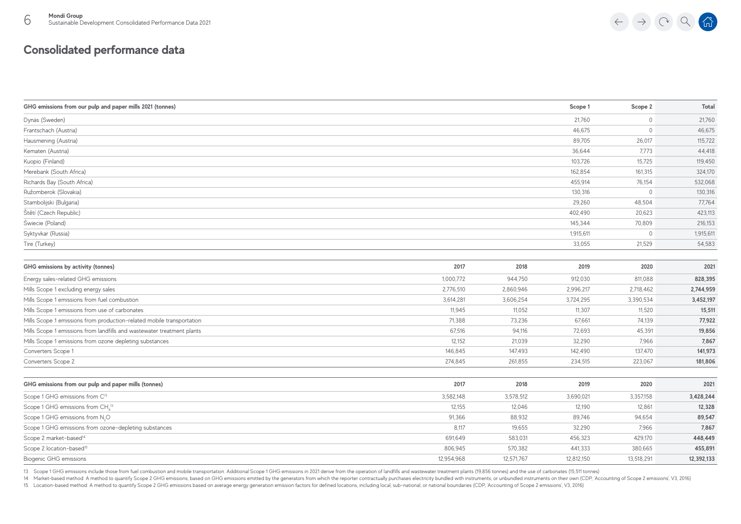# Consolidated performance data

| GHG emissions from our pulp and paper mills 2021 (tonnes) | Scope 1 | Scope 2 | Total |
|---|---|---|---|
| Dynas (Sweden) | 21,760 | 0 | 21,760 |
| Frantschach (Austria) | 46,675 | 0 | 46,675 |
| Hausmening (Austria) | 89,705 | 26,017 | 115,722 |
| Kematen (Austria) | 36,644 | 7,773 | 44,418 |
| Kuopio (Finland) | 103,726 | 15,725 | 119,450 |
| Merebank (South Africa) | 162,854 | 161,315 | 324,170 |
| Richards Bay (South Africa) | 455,914 | 76,154 | 532,068 |
| Ružomberok (Slovakia) | 130,316 | 0 | 130,316 |
| Stambolijski (Bulgaria) | 29,260 | 48,504 | 77,764 |
| Štětí (Czech Republic) | 402,490 | 20,623 | 423,113 |
| Świecie (Poland) | 145,344 | 70,809 | 216,153 |
| Syktyvkar (Russia) | 1,915,611 | 0 | 1,915,611 |
| Tire (Turkey) | 33,055 | 21,529 | 54,583 |

| GHG emissions by activity (tonnes) | 2017 | 2018 | 2019 | 2020 | 2021 |
|---|---|---|---|---|---|
| Energy sales-related GHG emissions | 1,000,772 | 944,750 | 912,030 | 811,088 | **828,395** |
| Mills Scope 1 excluding energy sales | 2,776,510 | 2,860,946 | 2,996,217 | 2,718,462 | **2,744,959** |
| Mills Scope 1 emissions from fuel combustion | 3,614,281 | 3,606,254 | 3,724,295 | 3,390,534 | **3,452,197** |
| Mills Scope 1 emissions from use of carbonates | 11,945 | 11,052 | 11,307 | 11,520 | **15,511** |
| Mills Scope 1 emissions from production-related mobile transportation | 71,388 | 73,236 | 67,661 | 74,139 | **77,922** |
| Mills Scope 1 emissions from landfills and wastewater treatment plants | 67,516 | 94,116 | 72,693 | 45,391 | **19,856** |
| Mills Scope 1 emissions from ozone depleting substances | 12,152 | 21,039 | 32,290 | 7,966 | **7,867** |
| Converters Scope 1 | 146,845 | 147,493 | 142,490 | 137,470 | **141,973** |
| Converters Scope 2 | 274,845 | 261,855 | 234,515 | 223,067 | **181,806** |

| GHG emissions from our pulp and paper mills (tonnes) | 2017 | 2018 | 2019 | 2020 | 2021 |
|---|---|---|---|---|---|
| Scope 1 GHG emissions from C[13] | 3,582,148 | 3,578,512 | 3,690,021 | 3,357,158 | **3,428,244** |
| Scope 1 GHG emissions from $CH_4$[13] | 12,155 | 12,046 | 12,190 | 12,861 | **12,328** |
| Scope 1 GHG emissions from $N_2O$ | 91,366 | 88,932 | 89,746 | 94,654 | **89,547** |
| Scope 1 GHG emissions from ozone-depleting substances | 8,117 | 19,655 | 32,290 | 7,966 | **7,867** |
| Scope 2 market-based[14] | 691,649 | 583,031 | 456,323 | 429,170 | **448,449** |
| Scope 2 location-based[15] | 806,945 | 570,382 | 441,333 | 380,665 | **455,891** |
| Biogenic GHG emissions | 12,954,968 | 12,571,767 | 12,812,150 | 13,518,291 | **12,392,133** |

13 Scope 1 GHG emissions include those from fuel combustion and mobile transportation. Additional Scope 1 GHG emissions in 2021 derive from the operation of landfills and wastewater treatment plants (19,856 tonnes) and the use of carbonates (15,511 tonnes)

14 Market-based method: A method to quantify Scope 2 GHG emissions, based on GHG emissions emitted by the generators from which the reporter contractually purchases electricity bundled with instruments, or unbundled instruments on their own (CDP, 'Accounting of Scope 2 emissions', V3, 2016)

15 Location-based method: A method to quantify Scope 2 GHG emissions based on average energy generation emission factors for defined locations, including local, sub-national, or national boundaries (CDP, 'Accounting of Scope 2 emissions', V3, 2016)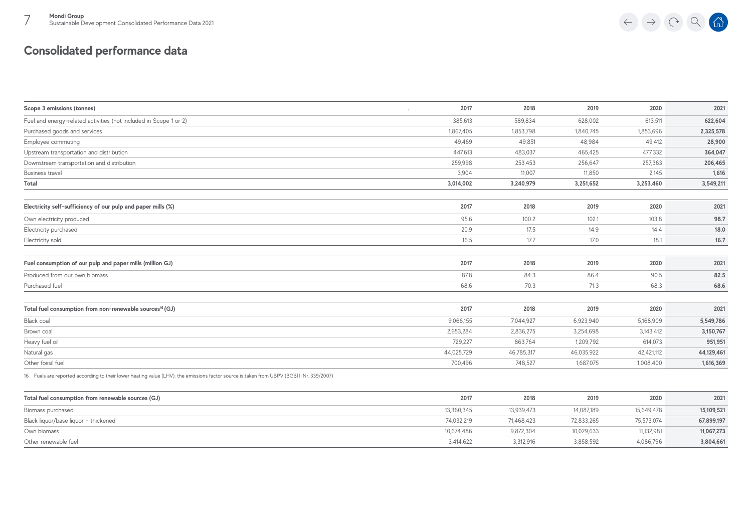# Consolidated performance data

| Scope 3 emissions (tonnes) | 2017 | 2018 | 2019 | 2020 | 2021 |
|---|---|---|---|---|---|
| Fuel and energy-related activities (not included in Scope 1 or 2) | 385,613 | 589,834 | 628,002 | 613,511 | **622,604** |
| Purchased goods and services | 1,867,405 | 1,853,798 | 1,840,745 | 1,853,696 | **2,325,578** |
| Employee commuting | 49,469 | 49,851 | 48,984 | 49,412 | **28,900** |
| Upstream transportation and distribution | 447,613 | 483,037 | 465,425 | 477,332 | **364,047** |
| Downstream transportation and distribution | 259,998 | 253,453 | 256,647 | 257,363 | **206,465** |
| Business travel | 3,904 | 11,007 | 11,850 | 2,145 | **1,616** |
| **Total** | **3,014,002** | **3,240,979** | **3,251,652** | **3,253,460** | **3,549,211** |

| Electricity self-sufficiency of our pulp and paper mills (%) | 2017 | 2018 | 2019 | 2020 | 2021 |
|---|---|---|---|---|---|
| Own electricity produced | 95.6 | 100.2 | 102.1 | 103.8 | **98.7** |
| Electricity purchased | 20.9 | 17.5 | 14.9 | 14.4 | **18.0** |
| Electricity sold | 16.5 | 17.7 | 17.0 | 18.1 | **16.7** |

| Fuel consumption of our pulp and paper mills (million GJ) | 2017 | 2018 | 2019 | 2020 | 2021 |
|---|---|---|---|---|---|
| Produced from our own biomass | 87.8 | 84.3 | 86.4 | 90.5 | **82.5** |
| Purchased fuel | 68.6 | 70.3 | 71.3 | 68.3 | **68.6** |

| Total fuel consumption from non-renewable sources[16] (GJ) | 2017 | 2018 | 2019 | 2020 | 2021 |
|---|---|---|---|---|---|
| Black coal | 9,066,155 | 7,044,927 | 6,923,940 | 5,168,909 | **5,549,786** |
| Brown coal | 2,653,284 | 2,836,275 | 3,254,698 | 3,143,412 | **3,150,767** |
| Heavy fuel oil | 729,227 | 863,764 | 1,209,792 | 614,073 | **951,951** |
| Natural gas | 44,025,729 | 46,785,317 | 46,035,922 | 42,421,112 | **44,129,461** |
| Other fossil fuel | 700,496 | 748,527 | 1,687,075 | 1,008,400 | **1,616,369** |

16 Fuels are reported according to their lower heating value (LHV); the emissions factor source is taken from UBPV (BGBl II Nr. 339/2007)

| Total fuel consumption from renewable sources (GJ) | 2017 | 2018 | 2019 | 2020 | 2021 |
|---|---|---|---|---|---|
| Biomass purchased | 13,360,345 | 13,939,473 | 14,087,189 | 15,649,478 | **15,109,521** |
| Black liquor/base liquor – thickened | 74,032,219 | 71,468,423 | 72,833,265 | 75,573,074 | **67,899,197** |
| Own biomass | 10,674,486 | 9,872,304 | 10,029,633 | 11,132,981 | **11,067,273** |
| Other renewable fuel | 3,414,622 | 3,312,916 | 3,858,592 | 4,086,796 | **3,804,661** |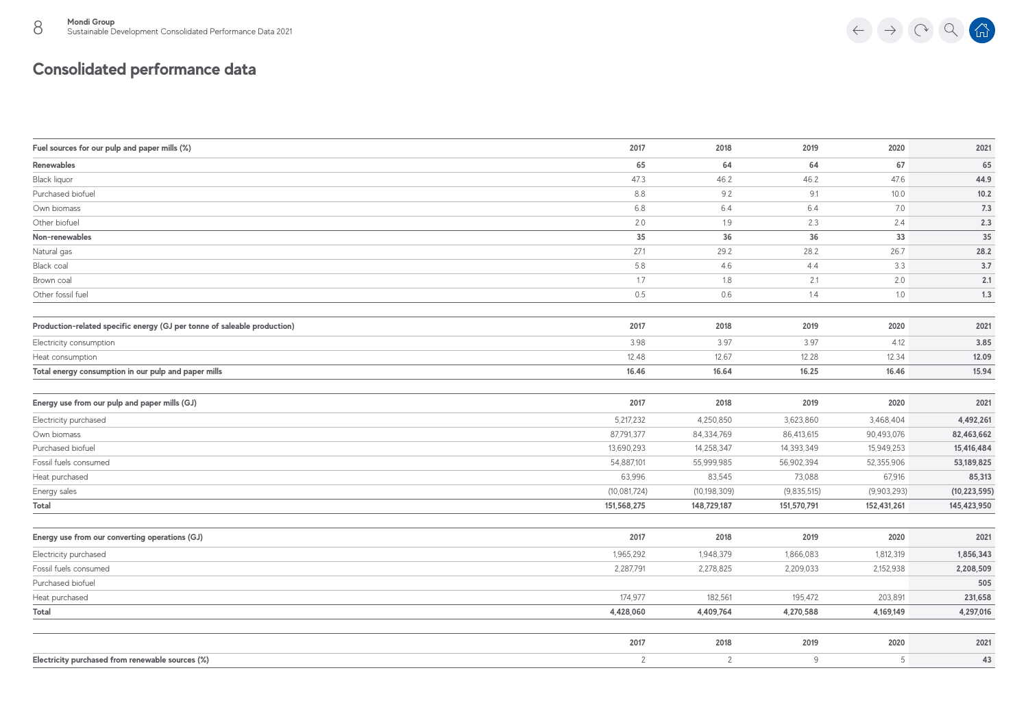# Consolidated performance data

| Fuel sources for our pulp and paper mills (%) | 2017 | 2018 | 2019 | 2020 | 2021 |
|---|---|---|---|---|---|
| **Renewables** | **65** | **64** | **64** | **67** | **65** |
| Black liquor | 47.3 | 46.2 | 46.2 | 47.6 | **44.9** |
| Purchased biofuel | 8.8 | 9.2 | 9.1 | 10.0 | **10.2** |
| Own biomass | 6.8 | 6.4 | 6.4 | 7.0 | **7.3** |
| Other biofuel | 2.0 | 1.9 | 2.3 | 2.4 | **2.3** |
| **Non-renewables** | **35** | **36** | **36** | **33** | **35** |
| Natural gas | 27.1 | 29.2 | 28.2 | 26.7 | **28.2** |
| Black coal | 5.8 | 4.6 | 4.4 | 3.3 | **3.7** |
| Brown coal | 1.7 | 1.8 | 2.1 | 2.0 | **2.1** |
| Other fossil fuel | 0.5 | 0.6 | 1.4 | 1.0 | **1.3** |

| Production-related specific energy (GJ per tonne of saleable production) | 2017 | 2018 | 2019 | 2020 | 2021 |
|---|---|---|---|---|---|
| Electricity consumption | 3.98 | 3.97 | 3.97 | 4.12 | **3.85** |
| Heat consumption | 12.48 | 12.67 | 12.28 | 12.34 | **12.09** |
| **Total energy consumption in our pulp and paper mills** | **16.46** | **16.64** | **16.25** | **16.46** | **15.94** |

| Energy use from our pulp and paper mills (GJ) | 2017 | 2018 | 2019 | 2020 | 2021 |
|---|---|---|---|---|---|
| Electricity purchased | 5,217,232 | 4,250,850 | 3,623,860 | 3,468,404 | **4,492,261** |
| Own biomass | 87,791,377 | 84,334,769 | 86,413,615 | 90,493,076 | **82,463,662** |
| Purchased biofuel | 13,690,293 | 14,258,347 | 14,393,349 | 15,949,253 | **15,416,484** |
| Fossil fuels consumed | 54,887,101 | 55,999,985 | 56,902,394 | 52,355,906 | **53,189,825** |
| Heat purchased | 63,996 | 83,545 | 73,088 | 67,916 | **85,313** |
| Energy sales | (10,081,724) | (10,198,309) | (9,835,515) | (9,903,293) | **(10,223,595)** |
| **Total** | **151,568,275** | **148,729,187** | **151,570,791** | **152,431,261** | **145,423,950** |

| Energy use from our converting operations (GJ) | 2017 | 2018 | 2019 | 2020 | 2021 |
|---|---|---|---|---|---|
| Electricity purchased | 1,965,292 | 1,948,379 | 1,866,083 | 1,812,319 | **1,856,343** |
| Fossil fuels consumed | 2,287,791 | 2,278,825 | 2,209,033 | 2,152,938 | **2,208,509** |
| Purchased biofuel | | | | | **505** |
| Heat purchased | 174,977 | 182,561 | 195,472 | 203,891 | **231,658** |
| **Total** | **4,428,060** | **4,409,764** | **4,270,588** | **4,169,149** | **4,297,016** |

| | 2017 | 2018 | 2019 | 2020 | 2021 |
|---|---|---|---|---|---|
| **Electricity purchased from renewable sources (%)** | 2 | 2 | 9 | 5 | **43** |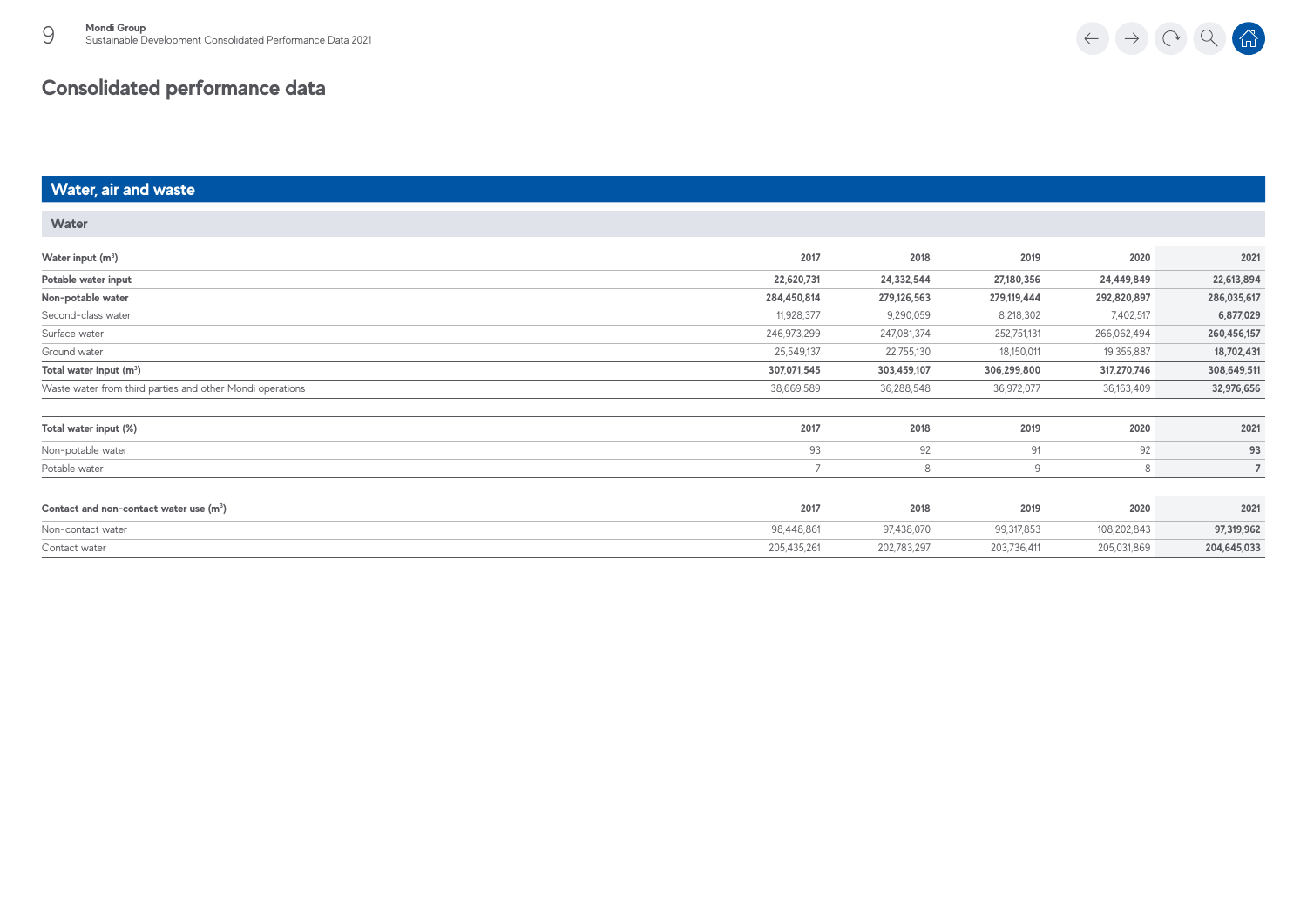# Consolidated performance data

## Water, air and waste

### Water

| Water input ($m^3$) | 2017 | 2018 | 2019 | 2020 | 2021 |
|---|---|---|---|---|---|
| **Potable water input** | **22,620,731** | **24,332,544** | **27,180,356** | **24,449,849** | **22,613,894** |
| **Non-potable water** | **284,450,814** | **279,126,563** | **279,119,444** | **292,820,897** | **286,035,617** |
| Second-class water | 11,928,377 | 9,290,059 | 8,218,302 | 7,402,517 | **6,877,029** |
| Surface water | 246,973,299 | 247,081,374 | 252,751,131 | 266,062,494 | **260,456,157** |
| Ground water | 25,549,137 | 22,755,130 | 18,150,011 | 19,355,887 | **18,702,431** |
| **Total water input ($m^3$)** | **307,071,545** | **303,459,107** | **306,299,800** | **317,270,746** | **308,649,511** |
| Waste water from third parties and other Mondi operations | 38,669,589 | 36,288,548 | 36,972,077 | 36,163,409 | **32,976,656** |

| Total water input (%) | 2017 | 2018 | 2019 | 2020 | 2021 |
|---|---|---|---|---|---|
| Non-potable water | 93 | 92 | 91 | 92 | **93** |
| Potable water | 7 | 8 | 9 | 8 | **7** |

| Contact and non-contact water use ($m^3$) | 2017 | 2018 | 2019 | 2020 | 2021 |
|---|---|---|---|---|---|
| Non-contact water | 98,448,861 | 97,438,070 | 99,317,853 | 108,202,843 | **97,319,962** |
| Contact water | 205,435,261 | 202,783,297 | 203,736,411 | 205,031,869 | **204,645,033** |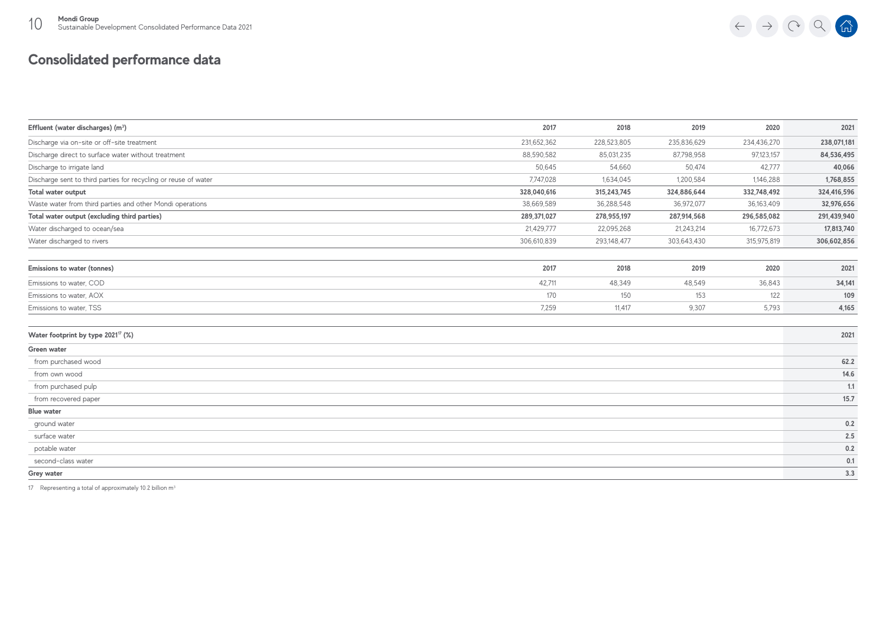## Consolidated performance data

| Effluent (water discharges) ($m^3$) | 2017 | 2018 | 2019 | 2020 | 2021 |
|---|---|---|---|---|---|
| Discharge via on-site or off-site treatment | 231,652,362 | 228,523,805 | 235,836,629 | 234,436,270 | **238,071,181** |
| Discharge direct to surface water without treatment | 88,590,582 | 85,031,235 | 87,798,958 | 97,123,157 | **84,536,495** |
| Discharge to irrigate land | 50,645 | 54,660 | 50,474 | 42,777 | **40,066** |
| Discharge sent to third parties for recycling or reuse of water | 7,747,028 | 1,634,045 | 1,200,584 | 1,146,288 | **1,768,855** |
| **Total water output** | **328,040,616** | **315,243,745** | **324,886,644** | **332,748,492** | **324,416,596** |
| Waste water from third parties and other Mondi operations | 38,669,589 | 36,288,548 | 36,972,077 | 36,163,409 | **32,976,656** |
| **Total water output (excluding third parties)** | **289,371,027** | **278,955,197** | **287,914,568** | **296,585,082** | **291,439,940** |
| Water discharged to ocean/sea | 21,429,777 | 22,095,268 | 21,243,214 | 16,772,673 | **17,813,740** |
| Water discharged to rivers | 306,610,839 | 293,148,477 | 303,643,430 | 315,975,819 | **306,602,856** |

| Emissions to water (tonnes) | 2017 | 2018 | 2019 | 2020 | 2021 |
|---|---|---|---|---|---|
| Emissions to water, COD | 42,711 | 48,349 | 48,549 | 36,843 | **34,141** |
| Emissions to water, AOX | 170 | 150 | 153 | 122 | **109** |
| Emissions to water, TSS | 7,259 | 11,417 | 9,307 | 5,793 | **4,165** |

| Water footprint by type 2021[17] (%) | 2021 |
|---|---|
| **Green water** | |
| from purchased wood | **62.2** |
| from own wood | **14.6** |
| from purchased pulp | **1.1** |
| from recovered paper | **15.7** |
| **Blue water** | |
| ground water | **0.2** |
| surface water | **2.5** |
| potable water | **0.2** |
| second-class water | **0.1** |
| **Grey water** | **3.3** |

17 Representing a total of approximately 10.2 billion $m^3$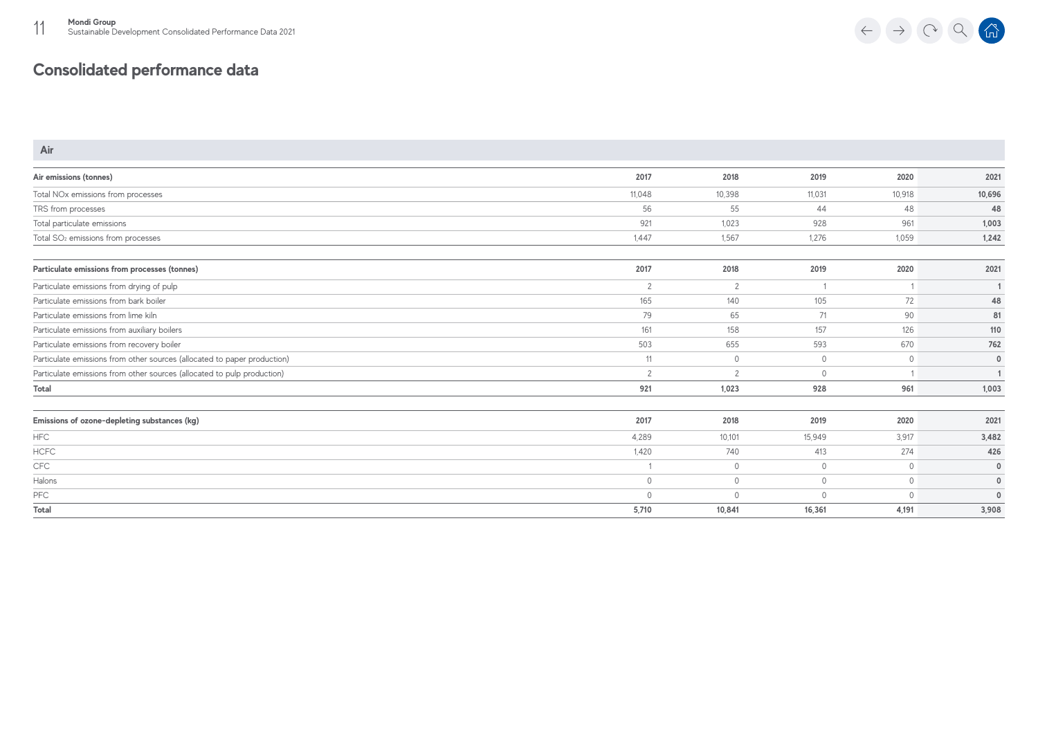# Consolidated performance data

## Air

| Air emissions (tonnes) | 2017 | 2018 | 2019 | 2020 | 2021 |
|---|---|---|---|---|---|
| Total NOx emissions from processes | 11,048 | 10,398 | 11,031 | 10,918 | **10,696** |
| TRS from processes | 56 | 55 | 44 | 48 | **48** |
| Total particulate emissions | 921 | 1,023 | 928 | 961 | **1,003** |
| Total $SO_2$ emissions from processes | 1,447 | 1,567 | 1,276 | 1,059 | **1,242** |

| Particulate emissions from processes (tonnes) | 2017 | 2018 | 2019 | 2020 | 2021 |
|---|---|---|---|---|---|
| Particulate emissions from drying of pulp | 2 | 2 | 1 | 1 | **1** |
| Particulate emissions from bark boiler | 165 | 140 | 105 | 72 | **48** |
| Particulate emissions from lime kiln | 79 | 65 | 71 | 90 | **81** |
| Particulate emissions from auxiliary boilers | 161 | 158 | 157 | 126 | **110** |
| Particulate emissions from recovery boiler | 503 | 655 | 593 | 670 | **762** |
| Particulate emissions from other sources (allocated to paper production) | 11 | 0 | 0 | 0 | **0** |
| Particulate emissions from other sources (allocated to pulp production) | 2 | 2 | 0 | 1 | **1** |
| **Total** | **921** | **1,023** | **928** | **961** | **1,003** |

| Emissions of ozone-depleting substances (kg) | 2017 | 2018 | 2019 | 2020 | 2021 |
|---|---|---|---|---|---|
| HFC | 4,289 | 10,101 | 15,949 | 3,917 | **3,482** |
| HCFC | 1,420 | 740 | 413 | 274 | **426** |
| CFC | 1 | 0 | 0 | 0 | **0** |
| Halons | 0 | 0 | 0 | 0 | **0** |
| PFC | 0 | 0 | 0 | 0 | **0** |
| **Total** | **5,710** | **10,841** | **16,361** | **4,191** | **3,908** |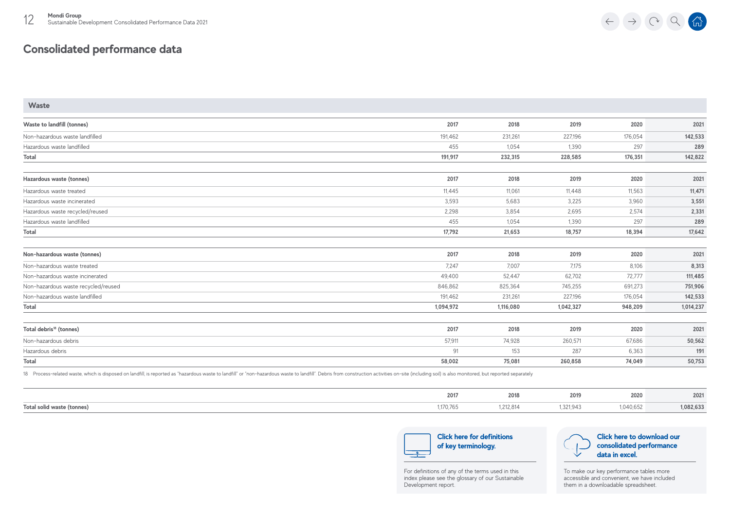# Consolidated performance data

## Waste

| Waste to landfill (tonnes) | 2017 | 2018 | 2019 | 2020 | 2021 |
|---|---|---|---|---|---|
| Non-hazardous waste landfilled | 191,462 | 231,261 | 227,196 | 176,054 | **142,533** |
| Hazardous waste landfilled | 455 | 1,054 | 1,390 | 297 | **289** |
| **Total** | **191,917** | **232,315** | **228,585** | **176,351** | **142,822** |

| Hazardous waste (tonnes) | 2017 | 2018 | 2019 | 2020 | 2021 |
|---|---|---|---|---|---|
| Hazardous waste treated | 11,445 | 11,061 | 11,448 | 11,563 | **11,471** |
| Hazardous waste incinerated | 3,593 | 5,683 | 3,225 | 3,960 | **3,551** |
| Hazardous waste recycled/reused | 2,298 | 3,854 | 2,695 | 2,574 | **2,331** |
| Hazardous waste landfilled | 455 | 1,054 | 1,390 | 297 | **289** |
| **Total** | **17,792** | **21,653** | **18,757** | **18,394** | **17,642** |

| Non-hazardous waste (tonnes) | 2017 | 2018 | 2019 | 2020 | 2021 |
|---|---|---|---|---|---|
| Non-hazardous waste treated | 7,247 | 7,007 | 7,175 | 8,106 | **8,313** |
| Non-hazardous waste incinerated | 49,400 | 52,447 | 62,702 | 72,777 | **111,485** |
| Non-hazardous waste recycled/reused | 846,862 | 825,364 | 745,255 | 691,273 | **751,906** |
| Non-hazardous waste landfilled | 191,462 | 231,261 | 227,196 | 176,054 | **142,533** |
| **Total** | **1,094,972** | **1,116,080** | **1,042,327** | **948,209** | **1,014,237** |

| Total debris[18] (tonnes) | 2017 | 2018 | 2019 | 2020 | 2021 |
|---|---|---|---|---|---|
| Non-hazardous debris | 57,911 | 74,928 | 260,571 | 67,686 | **50,562** |
| Hazardous debris | 91 | 153 | 287 | 6,363 | **191** |
| **Total** | **58,002** | **75,081** | **260,858** | **74,049** | **50,753** |

18 Process-related waste, which is disposed on landfill, is reported as "hazardous waste to landfill" or "non-hazardous waste to landfill". Debris from construction activities on-site (including soil) is also monitored, but reported separately

| | 2017 | 2018 | 2019 | 2020 | 2021 |
|---|---|---|---|---|---|
| **Total solid waste (tonnes)** | 1,170,765 | 1,212,814 | 1,321,943 | 1,040,652 | **1,082,633** |

**Click here for definitions of key terminology.**

For definitions of any of the terms used in this index please see the glossary of our Sustainable Development report.

**Click here to download our consolidated performance data in excel.**

To make our key performance tables more accessible and convenient, we have included them in a downloadable spreadsheet.